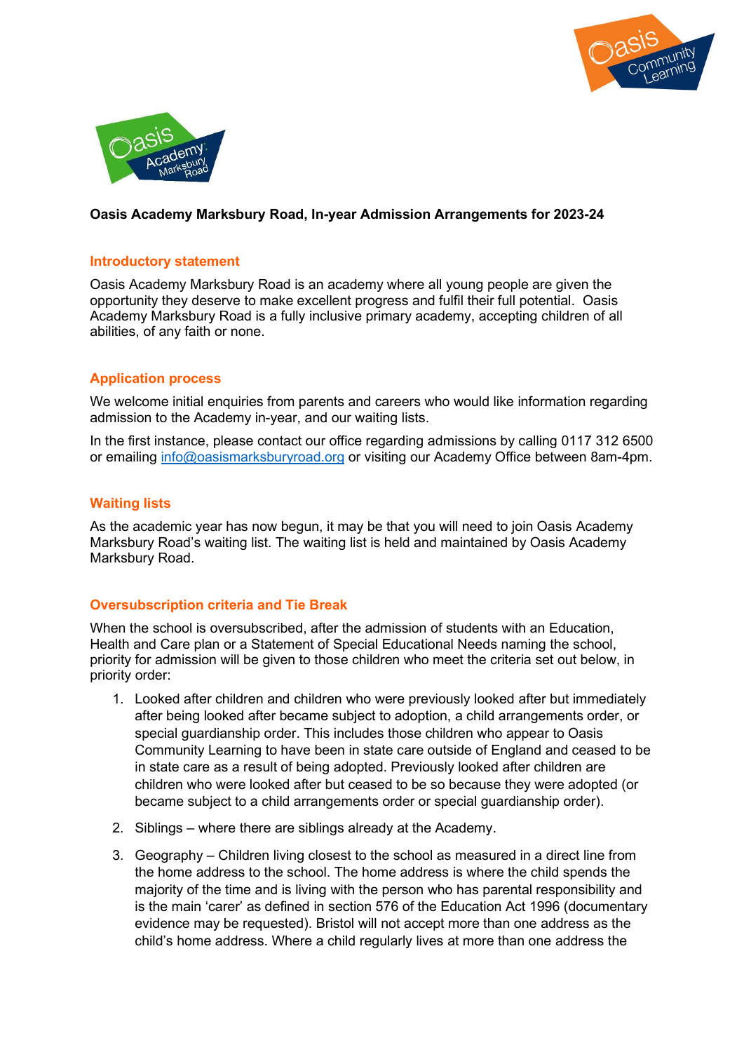**Oasis Academy Marksbury Road, In-year Admission Arrangements for 2023-24**

## Introductory statement

Oasis Academy Marksbury Road is an academy where all young people are given the opportunity they deserve to make excellent progress and fulfil their full potential. Oasis Academy Marksbury Road is a fully inclusive primary academy, accepting children of all abilities, of any faith or none.

## Application process

We welcome initial enquiries from parents and careers who would like information regarding admission to the Academy in-year, and our waiting lists.

In the first instance, please contact our office regarding admissions by calling 0117 312 6500 or emailing info@oasismarksburyroad.org or visiting our Academy Office between 8am-4pm.

## Waiting lists

As the academic year has now begun, it may be that you will need to join Oasis Academy Marksbury Road's waiting list. The waiting list is held and maintained by Oasis Academy Marksbury Road.

## Oversubscription criteria and Tie Break

When the school is oversubscribed, after the admission of students with an Education, Health and Care plan or a Statement of Special Educational Needs naming the school, priority for admission will be given to those children who meet the criteria set out below, in priority order:

1. Looked after children and children who were previously looked after but immediately after being looked after became subject to adoption, a child arrangements order, or special guardianship order. This includes those children who appear to Oasis Community Learning to have been in state care outside of England and ceased to be in state care as a result of being adopted. Previously looked after children are children who were looked after but ceased to be so because they were adopted (or became subject to a child arrangements order or special guardianship order).
2. Siblings – where there are siblings already at the Academy.
3. Geography – Children living closest to the school as measured in a direct line from the home address to the school. The home address is where the child spends the majority of the time and is living with the person who has parental responsibility and is the main 'carer' as defined in section 576 of the Education Act 1996 (documentary evidence may be requested). Bristol will not accept more than one address as the child's home address. Where a child regularly lives at more than one address the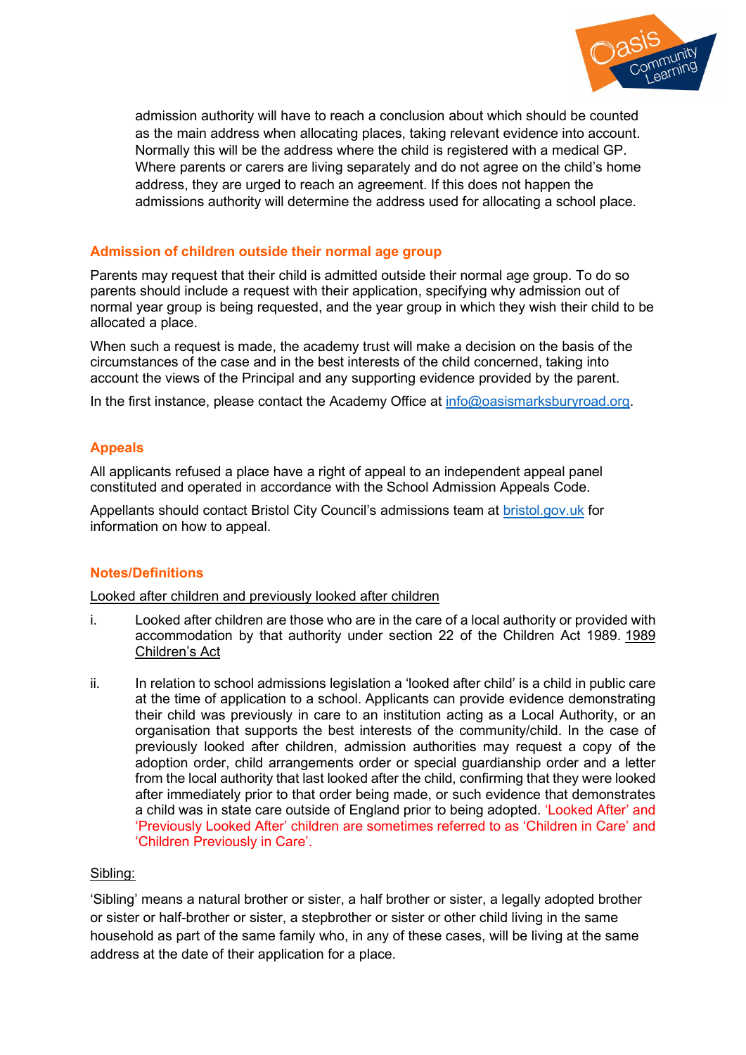admission authority will have to reach a conclusion about which should be counted as the main address when allocating places, taking relevant evidence into account. Normally this will be the address where the child is registered with a medical GP. Where parents or carers are living separately and do not agree on the child's home address, they are urged to reach an agreement. If this does not happen the admissions authority will determine the address used for allocating a school place.

## Admission of children outside their normal age group

Parents may request that their child is admitted outside their normal age group. To do so parents should include a request with their application, specifying why admission out of normal year group is being requested, and the year group in which they wish their child to be allocated a place.

When such a request is made, the academy trust will make a decision on the basis of the circumstances of the case and in the best interests of the child concerned, taking into account the views of the Principal and any supporting evidence provided by the parent.

In the first instance, please contact the Academy Office at [info@oasismarksburyroad.org](mailto:info@oasismarksburyroad.org).

## Appeals

All applicants refused a place have a right of appeal to an independent appeal panel constituted and operated in accordance with the School Admission Appeals Code.

Appellants should contact Bristol City Council's admissions team at [bristol.gov.uk](https://www.bristol.gov.uk) for information on how to appeal.

## Notes/Definitions

Looked after children and previously looked after children

i. Looked after children are those who are in the care of a local authority or provided with accommodation by that authority under section 22 of the Children Act 1989. 1989 Children's Act

ii. In relation to school admissions legislation a 'looked after child' is a child in public care at the time of application to a school. Applicants can provide evidence demonstrating their child was previously in care to an institution acting as a Local Authority, or an organisation that supports the best interests of the community/child. In the case of previously looked after children, admission authorities may request a copy of the adoption order, child arrangements order or special guardianship order and a letter from the local authority that last looked after the child, confirming that they were looked after immediately prior to that order being made, or such evidence that demonstrates a child was in state care outside of England prior to being adopted. 'Looked After' and 'Previously Looked After' children are sometimes referred to as 'Children in Care' and 'Children Previously in Care'.

Sibling:

'Sibling' means a natural brother or sister, a half brother or sister, a legally adopted brother or sister or half-brother or sister, a stepbrother or sister or other child living in the same household as part of the same family who, in any of these cases, will be living at the same address at the date of their application for a place.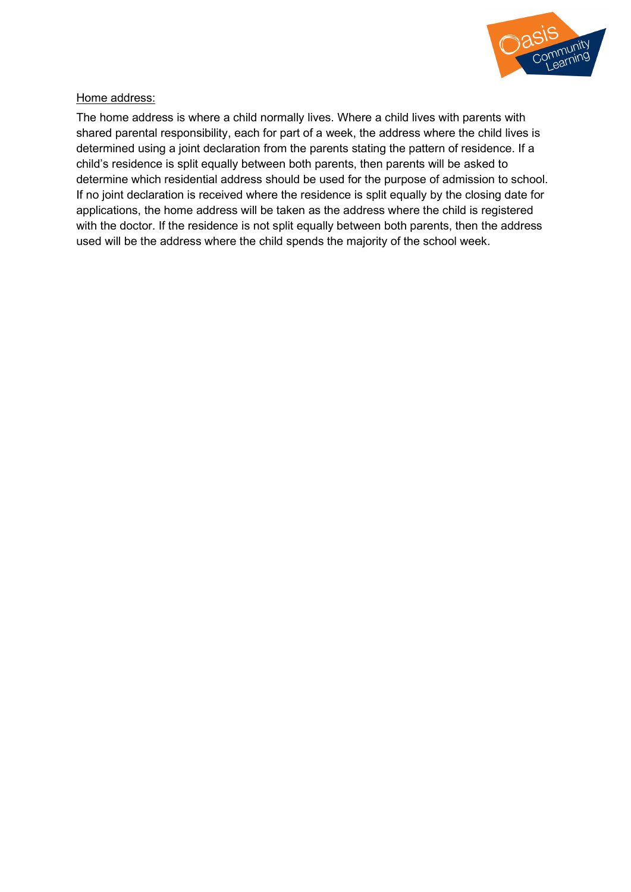Home address:

The home address is where a child normally lives. Where a child lives with parents with shared parental responsibility, each for part of a week, the address where the child lives is determined using a joint declaration from the parents stating the pattern of residence. If a child's residence is split equally between both parents, then parents will be asked to determine which residential address should be used for the purpose of admission to school. If no joint declaration is received where the residence is split equally by the closing date for applications, the home address will be taken as the address where the child is registered with the doctor. If the residence is not split equally between both parents, then the address used will be the address where the child spends the majority of the school week.